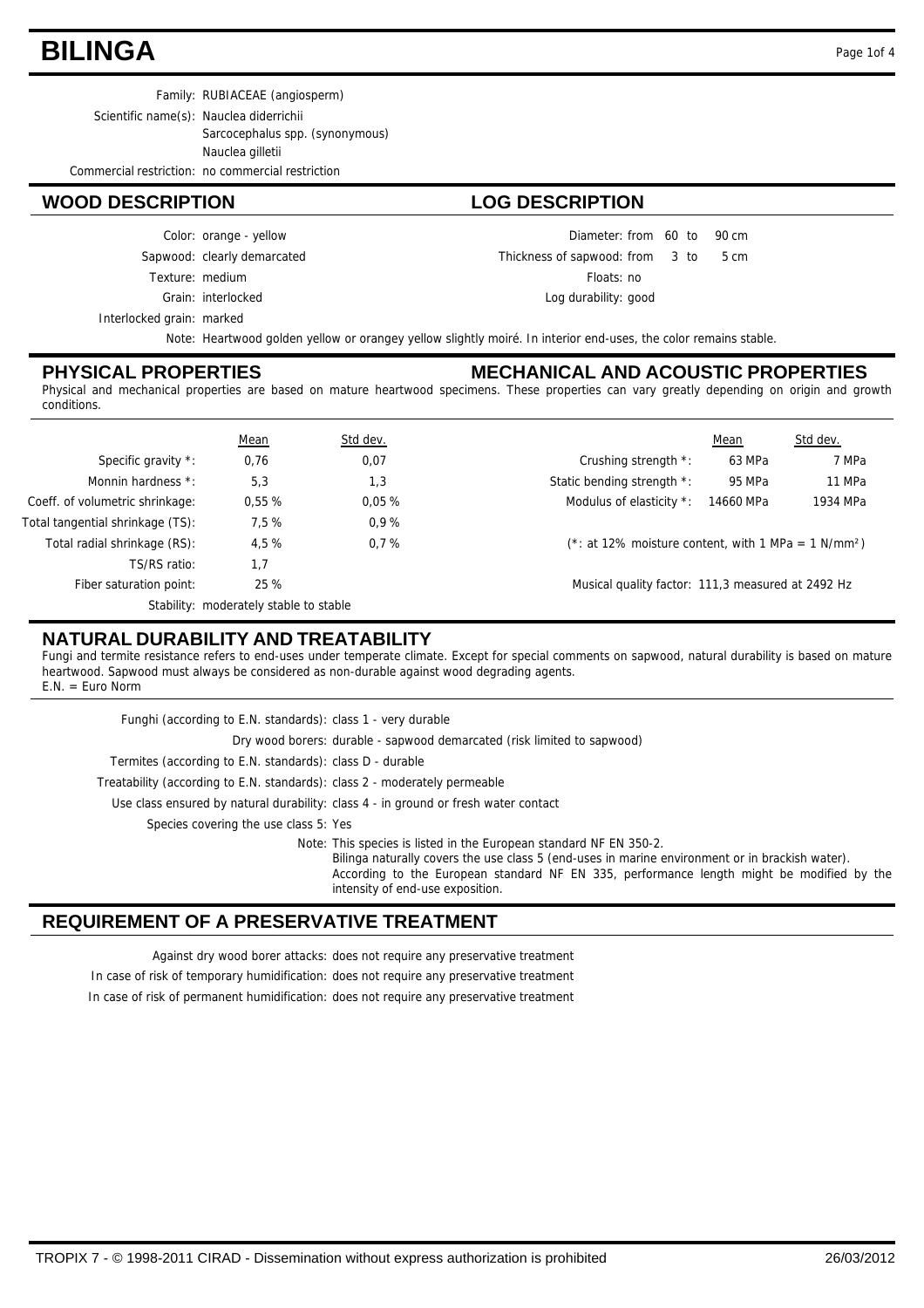# BILINGA

Family: RUBIACEAE (angiosperm)

Scientific name(s): Nauclea diderrichii
Sarcocephalus spp. (synonymous)
Nauclea gilletii

Commercial restriction: no commercial restriction

## WOOD DESCRIPTION

Color: orange - yellow

Sapwood: clearly demarcated

Texture: medium

Grain: interlocked

Interlocked grain: marked

## LOG DESCRIPTION

Diameter: from 60 to 90 cm

Thickness of sapwood: from 3 to 5 cm

Floats: no

Log durability: good

Note: Heartwood golden yellow or orangey yellow slightly moiré. In interior end-uses, the color remains stable.

## PHYSICAL PROPERTIES

## MECHANICAL AND ACOUSTIC PROPERTIES

Physical and mechanical properties are based on mature heartwood specimens. These properties can vary greatly depending on origin and growth conditions.

| | Mean | Std dev. |
|---|---|---|
| Specific gravity *: | 0,76 | 0,07 |
| Monnin hardness *: | 5,3 | 1,3 |
| Coeff. of volumetric shrinkage: | 0,55 % | 0,05 % |
| Total tangential shrinkage (TS): | 7,5 % | 0,9 % |
| Total radial shrinkage (RS): | 4,5 % | 0,7 % |
| TS/RS ratio: | 1,7 | |
| Fiber saturation point: | 25 % | |

Stability: moderately stable to stable

| | Mean | Std dev. |
|---|---|---|
| Crushing strength *: | 63 MPa | 7 MPa |
| Static bending strength *: | 95 MPa | 11 MPa |
| Modulus of elasticity *: | 14660 MPa | 1934 MPa |

(*: at 12% moisture content, with 1 MPa = 1 N/mm²)

Musical quality factor: 111,3 measured at 2492 Hz

## NATURAL DURABILITY AND TREATABILITY

Fungi and termite resistance refers to end-uses under temperate climate. Except for special comments on sapwood, natural durability is based on mature heartwood. Sapwood must always be considered as non-durable against wood degrading agents.
E.N. = Euro Norm

Funghi (according to E.N. standards): class 1 - very durable

Dry wood borers: durable - sapwood demarcated (risk limited to sapwood)

Termites (according to E.N. standards): class D - durable

Treatability (according to E.N. standards): class 2 - moderately permeable

Use class ensured by natural durability: class 4 - in ground or fresh water contact

Species covering the use class 5: Yes

Note: This species is listed in the European standard NF EN 350-2.
Bilinga naturally covers the use class 5 (end-uses in marine environment or in brackish water).
According to the European standard NF EN 335, performance length might be modified by the intensity of end-use exposition.

## REQUIREMENT OF A PRESERVATIVE TREATMENT

Against dry wood borer attacks: does not require any preservative treatment

In case of risk of temporary humidification: does not require any preservative treatment

In case of risk of permanent humidification: does not require any preservative treatment

TROPIX 7 - © 1998-2011 CIRAD - Dissemination without express authorization is prohibited 26/03/2012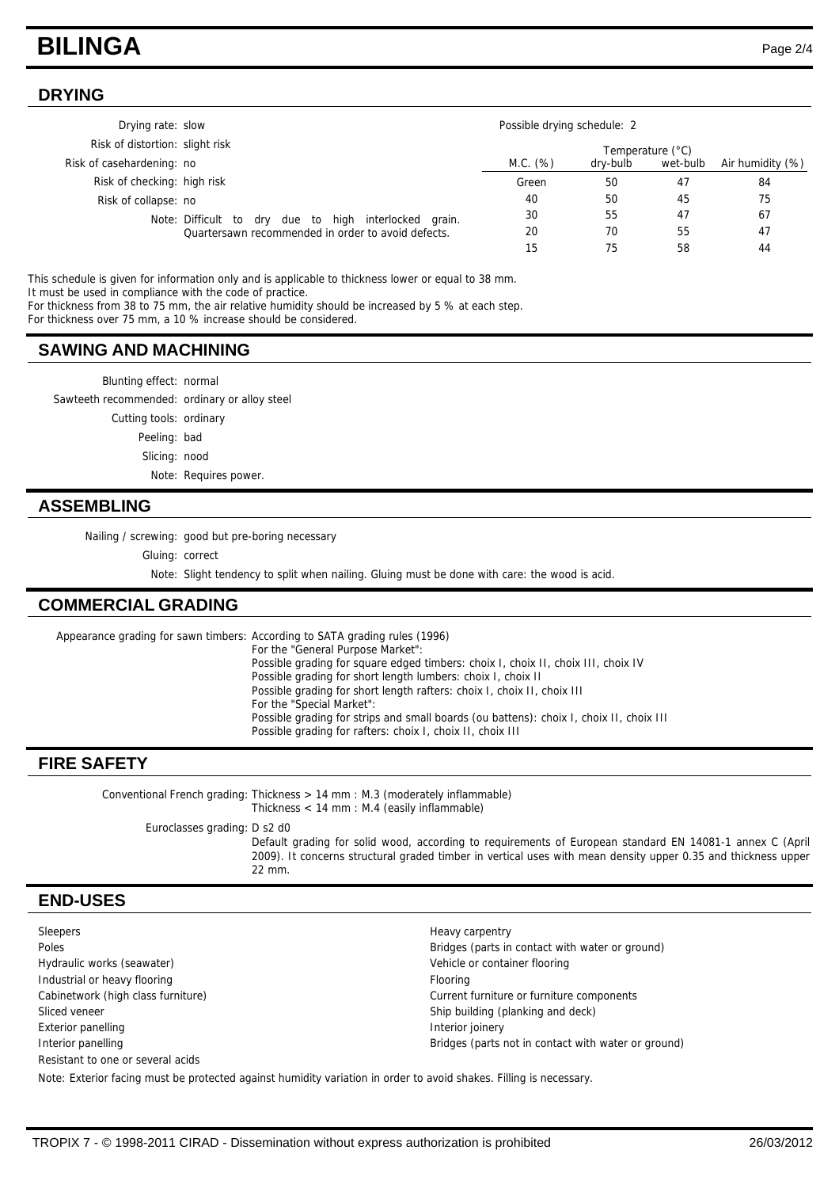# BILINGA

## DRYING

Drying rate: slow

Risk of distortion: slight risk

Risk of casehardening: no

Risk of checking: high risk

Risk of collapse: no

Note: Difficult to dry due to high interlocked grain. Quartersawn recommended in order to avoid defects.

Possible drying schedule: 2

| M.C. (%) | Temperature (°C) dry-bulb | wet-bulb | Air humidity (%) |
|---|---|---|---|
| Green | 50 | 47 | 84 |
| 40 | 50 | 45 | 75 |
| 30 | 55 | 47 | 67 |
| 20 | 70 | 55 | 47 |
| 15 | 75 | 58 | 44 |

This schedule is given for information only and is applicable to thickness lower or equal to 38 mm.
It must be used in compliance with the code of practice.
For thickness from 38 to 75 mm, the air relative humidity should be increased by 5 % at each step.
For thickness over 75 mm, a 10 % increase should be considered.

## SAWING AND MACHINING

Blunting effect: normal

Sawteeth recommended: ordinary or alloy steel

Cutting tools: ordinary

Peeling: bad

Slicing: nood

Note: Requires power.

## ASSEMBLING

Nailing / screwing: good but pre-boring necessary

Gluing: correct

Note: Slight tendency to split when nailing. Gluing must be done with care: the wood is acid.

## COMMERCIAL GRADING

Appearance grading for sawn timbers: According to SATA grading rules (1996)
For the "General Purpose Market":
Possible grading for square edged timbers: choix I, choix II, choix III, choix IV
Possible grading for short length lumbers: choix I, choix II
Possible grading for short length rafters: choix I, choix II, choix III
For the "Special Market":
Possible grading for strips and small boards (ou battens): choix I, choix II, choix III
Possible grading for rafters: choix I, choix II, choix III

## FIRE SAFETY

Conventional French grading: Thickness > 14 mm : M.3 (moderately inflammable)
Thickness < 14 mm : M.4 (easily inflammable)

Euroclasses grading: D s2 d0
Default grading for solid wood, according to requirements of European standard EN 14081-1 annex C (April 2009). It concerns structural graded timber in vertical uses with mean density upper 0.35 and thickness upper 22 mm.

## END-USES

- Sleepers
- Poles
- Hydraulic works (seawater)
- Industrial or heavy flooring
- Cabinetwork (high class furniture)
- Sliced veneer
- Exterior panelling
- Interior panelling
- Resistant to one or several acids
- Heavy carpentry
- Bridges (parts in contact with water or ground)
- Vehicle or container flooring
- Flooring
- Current furniture or furniture components
- Ship building (planking and deck)
- Interior joinery
- Bridges (parts not in contact with water or ground)

Note: Exterior facing must be protected against humidity variation in order to avoid shakes. Filling is necessary.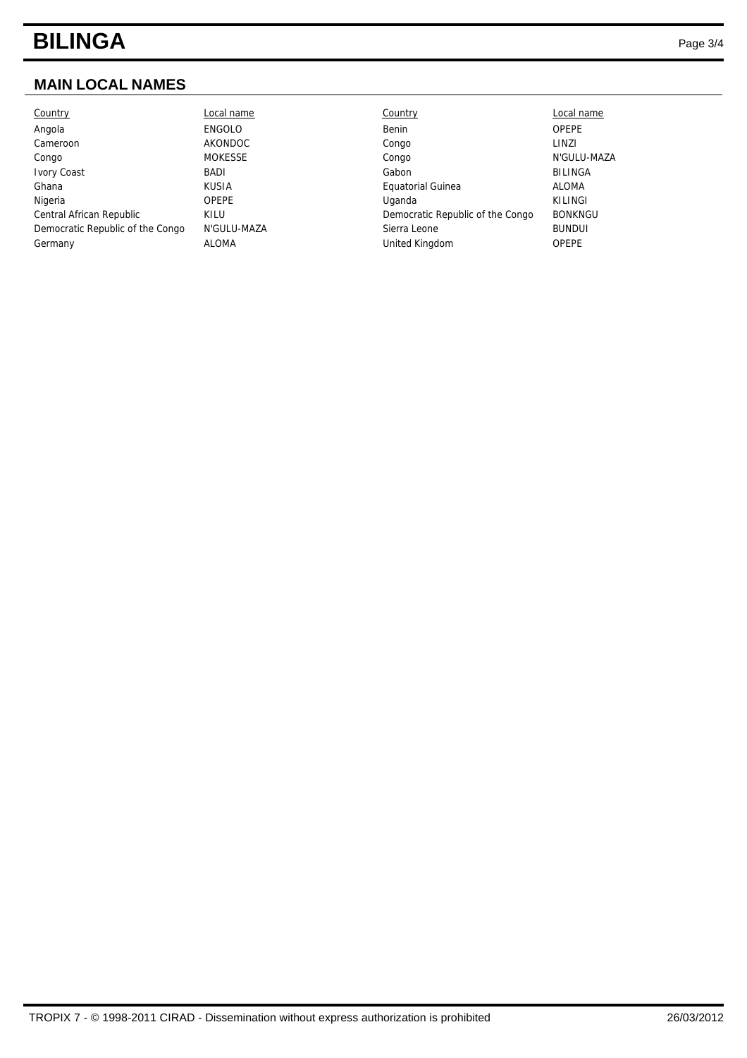# BILINGA

## MAIN LOCAL NAMES

| Country | Local name | Country | Local name |
|---|---|---|---|
| Angola | ENGOLO | Benin | OPEPE |
| Cameroon | AKONDOC | Congo | LINZI |
| Congo | MOKESSE | Congo | N'GULU-MAZA |
| Ivory Coast | BADI | Gabon | BILINGA |
| Ghana | KUSIA | Equatorial Guinea | ALOMA |
| Nigeria | OPEPE | Uganda | KILINGI |
| Central African Republic | KILU | Democratic Republic of the Congo | BONKNGU |
| Democratic Republic of the Congo | N'GULU-MAZA | Sierra Leone | BUNDUI |
| Germany | ALOMA | United Kingdom | OPEPE |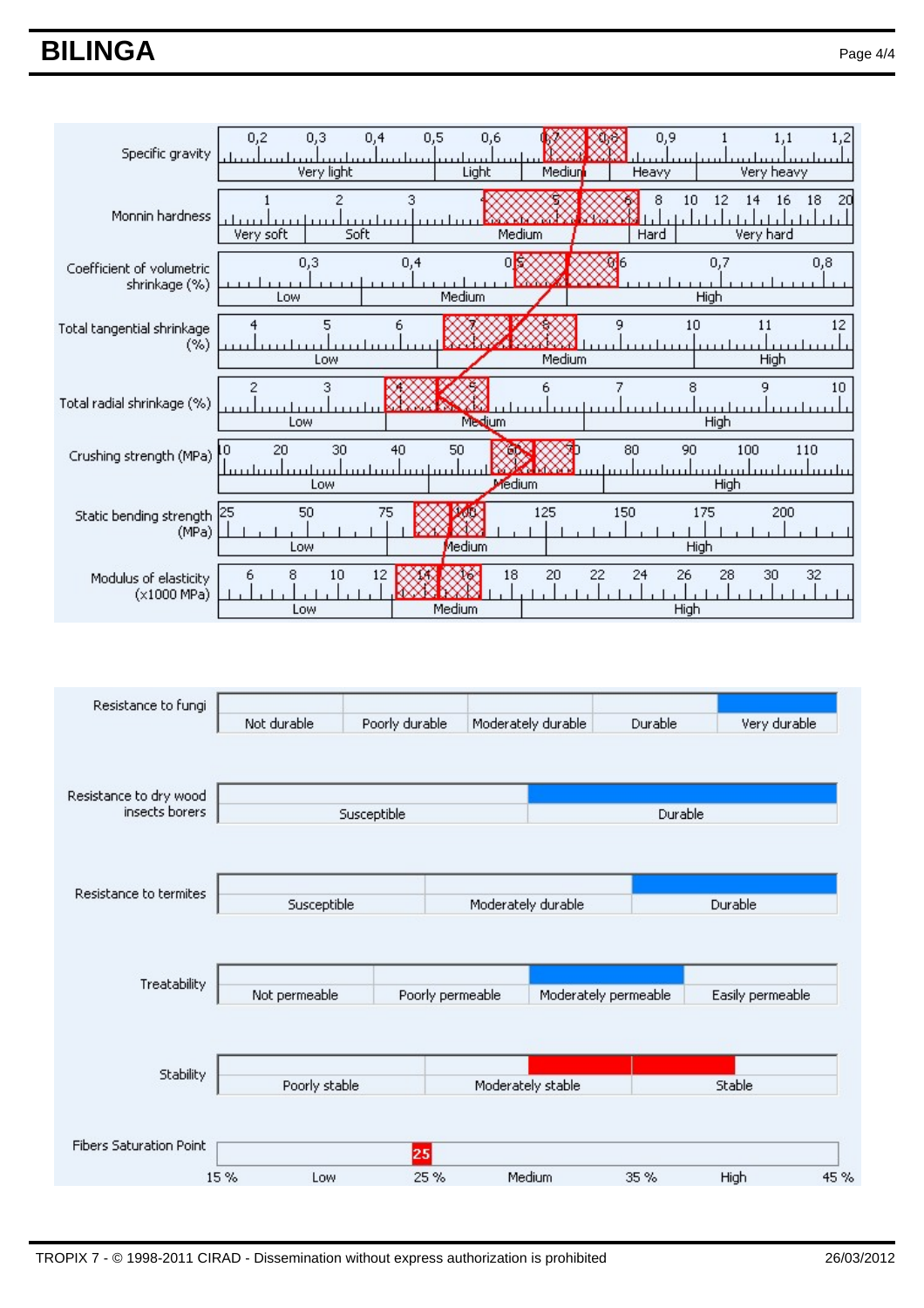# BILINGA

Specific gravity
0,2 0,3 0,4 0,5 0,6 0,7 0,8 0,9 1 1,1 1,2
Very light | Light | Medium | Heavy | Very heavy

Monnin hardness
1 2 3 4 5 6 8 10 12 14 16 18 20
Very soft | Soft | Medium | Hard | Very hard

Coefficient of volumetric shrinkage (%)
0,3 0,4 0,5 0,6 0,7 0,8
Low | Medium | High

Total tangential shrinkage (%)
4 5 6 7 8 9 10 11 12
Low | Medium | High

Total radial shrinkage (%)
2 3 4 5 6 7 8 9 10
Low | Medium | High

Crushing strength (MPa)
10 20 30 40 50 60 70 80 90 100 110
Low | Medium | High

Static bending strength (MPa)
25 50 75 100 125 150 175 200
Low | Medium | High

Modulus of elasticity (x1000 MPa)
6 8 10 12 14 16 18 20 22 24 26 28 30 32
Low | Medium | High

Resistance to fungi
Not durable | Poorly durable | Moderately durable | Durable | Very durable

Resistance to dry wood insects borers
Susceptible | Durable

Resistance to termites
Susceptible | Moderately durable | Durable

Treatability
Not permeable | Poorly permeable | Moderately permeable | Easily permeable

Stability
Poorly stable | Moderately stable | Stable

Fibers Saturation Point
25
15 % Low 25 % Medium 35 % High 45 %

TROPIX 7 - © 1998-2011 CIRAD - Dissemination without express authorization is prohibited

26/03/2012